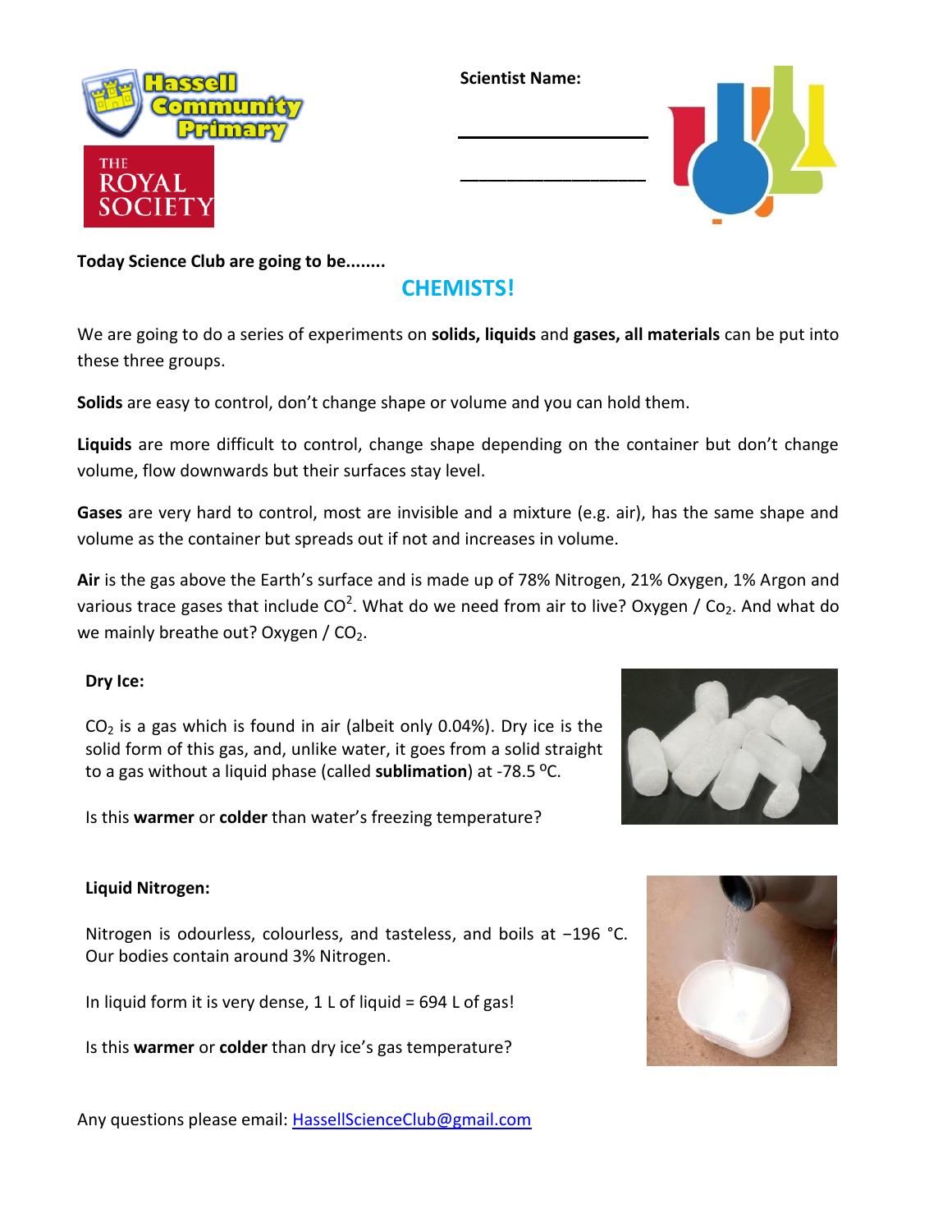Hassell Community Primary

THE ROYAL SOCIETY

**Scientist Name:**

\_\_\_\_\_\_\_\_\_\_\_\_\_\_\_\_\_\_\_\_

\_\_\_\_\_\_\_\_\_\_\_\_\_\_\_\_\_\_\_\_

**Today Science Club are going to be........**

## CHEMISTS!

We are going to do a series of experiments on **solids, liquids** and **gases, all materials** can be put into these three groups.

**Solids** are easy to control, don't change shape or volume and you can hold them.

**Liquids** are more difficult to control, change shape depending on the container but don't change volume, flow downwards but their surfaces stay level.

**Gases** are very hard to control, most are invisible and a mixture (e.g. air), has the same shape and volume as the container but spreads out if not and increases in volume.

**Air** is the gas above the Earth's surface and is made up of 78% Nitrogen, 21% Oxygen, 1% Argon and various trace gases that include $CO^2$. What do we need from air to live? Oxygen / $Co_2$. And what do we mainly breathe out? Oxygen / $CO_2$.

**Dry Ice:**

$CO_2$ is a gas which is found in air (albeit only 0.04%). Dry ice is the solid form of this gas, and, unlike water, it goes from a solid straight to a gas without a liquid phase (called **sublimation**) at -78.5 $^oC$.

Is this **warmer** or **colder** than water's freezing temperature?

**Liquid Nitrogen:**

Nitrogen is odourless, colourless, and tasteless, and boils at −196 °C. Our bodies contain around 3% Nitrogen.

In liquid form it is very dense, 1 L of liquid = 694 L of gas!

Is this **warmer** or **colder** than dry ice's gas temperature?

Any questions please email: HassellScienceClub@gmail.com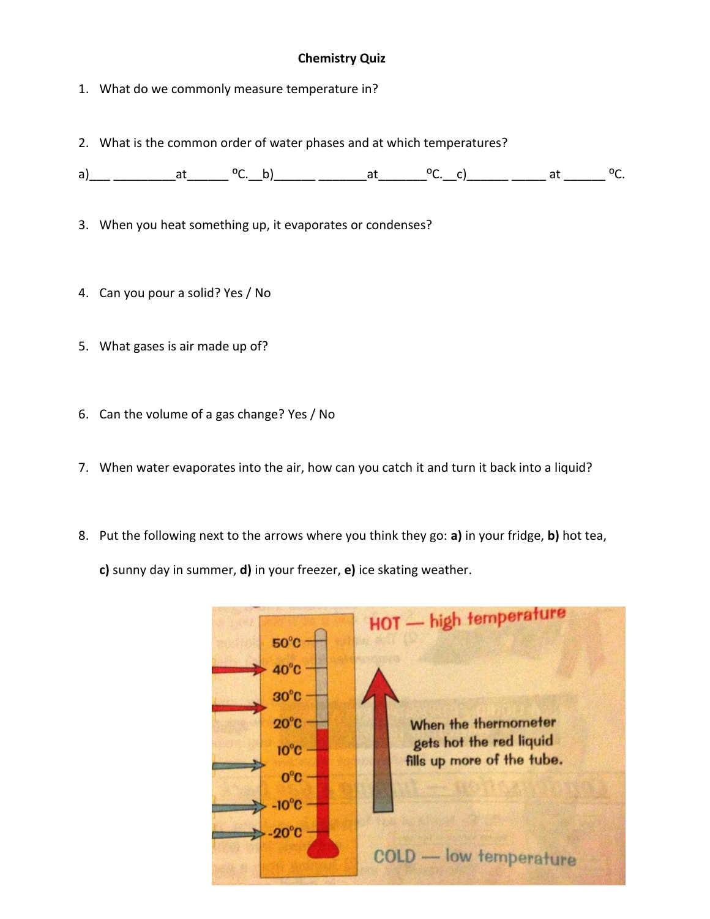**Chemistry Quiz**

1. What do we commonly measure temperature in?

2. What is the common order of water phases and at which temperatures?

a)___ _________at______ ºC.__b)______ _______at_______ºC.__c)______ _____ at ______ ºC.

3. When you heat something up, it evaporates or condenses?

4. Can you pour a solid? Yes / No

5. What gases is air made up of?

6. Can the volume of a gas change? Yes / No

7. When water evaporates into the air, how can you catch it and turn it back into a liquid?

8. Put the following next to the arrows where you think they go: **a)** in your fridge, **b)** hot tea, **c)** sunny day in summer, **d)** in your freezer, **e)** ice skating weather.

HOT — high temperature

50°C

40°C

30°C

20°C

10°C

0°C

-10°C

-20°C

When the thermometer gets hot the red liquid fills up more of the tube.

COLD — low temperature